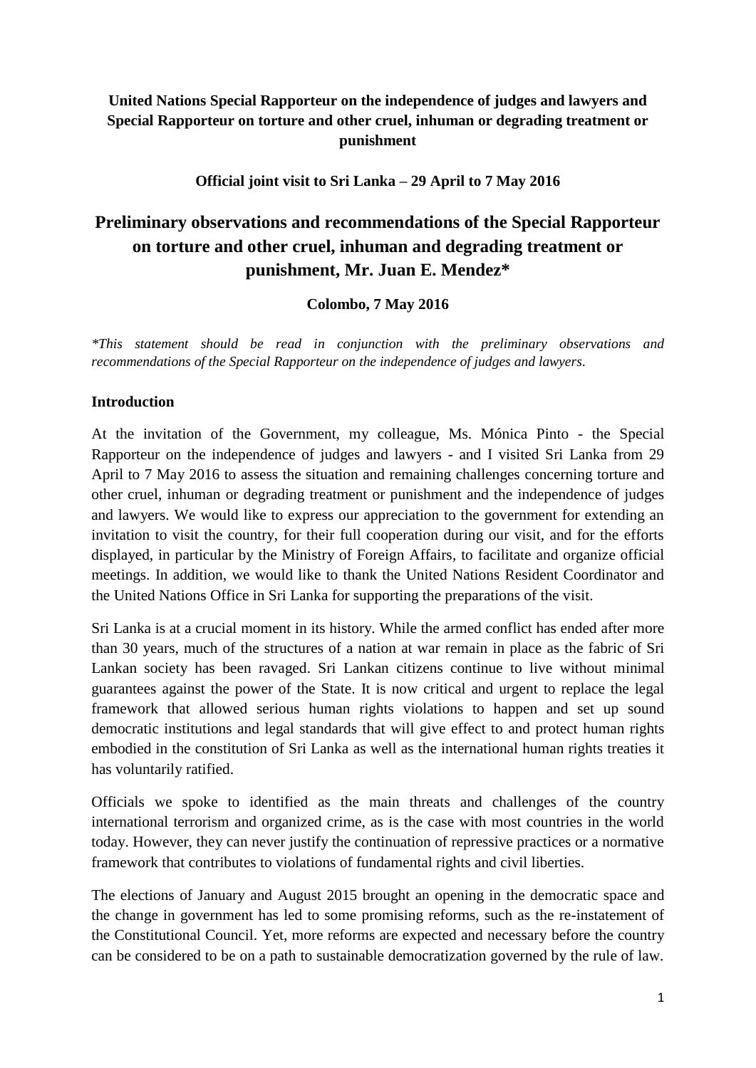**United Nations Special Rapporteur on the independence of judges and lawyers and Special Rapporteur on torture and other cruel, inhuman or degrading treatment or punishment**

**Official joint visit to Sri Lanka – 29 April to 7 May 2016**

# Preliminary observations and recommendations of the Special Rapporteur on torture and other cruel, inhuman and degrading treatment or punishment, Mr. Juan E. Mendez*

**Colombo, 7 May 2016**

*\*This statement should be read in conjunction with the preliminary observations and recommendations of the Special Rapporteur on the independence of judges and lawyers.*

## Introduction

At the invitation of the Government, my colleague, Ms. Mónica Pinto - the Special Rapporteur on the independence of judges and lawyers - and I visited Sri Lanka from 29 April to 7 May 2016 to assess the situation and remaining challenges concerning torture and other cruel, inhuman or degrading treatment or punishment and the independence of judges and lawyers. We would like to express our appreciation to the government for extending an invitation to visit the country, for their full cooperation during our visit, and for the efforts displayed, in particular by the Ministry of Foreign Affairs, to facilitate and organize official meetings. In addition, we would like to thank the United Nations Resident Coordinator and the United Nations Office in Sri Lanka for supporting the preparations of the visit.

Sri Lanka is at a crucial moment in its history. While the armed conflict has ended after more than 30 years, much of the structures of a nation at war remain in place as the fabric of Sri Lankan society has been ravaged. Sri Lankan citizens continue to live without minimal guarantees against the power of the State. It is now critical and urgent to replace the legal framework that allowed serious human rights violations to happen and set up sound democratic institutions and legal standards that will give effect to and protect human rights embodied in the constitution of Sri Lanka as well as the international human rights treaties it has voluntarily ratified.

Officials we spoke to identified as the main threats and challenges of the country international terrorism and organized crime, as is the case with most countries in the world today. However, they can never justify the continuation of repressive practices or a normative framework that contributes to violations of fundamental rights and civil liberties.

The elections of January and August 2015 brought an opening in the democratic space and the change in government has led to some promising reforms, such as the re-instatement of the Constitutional Council. Yet, more reforms are expected and necessary before the country can be considered to be on a path to sustainable democratization governed by the rule of law.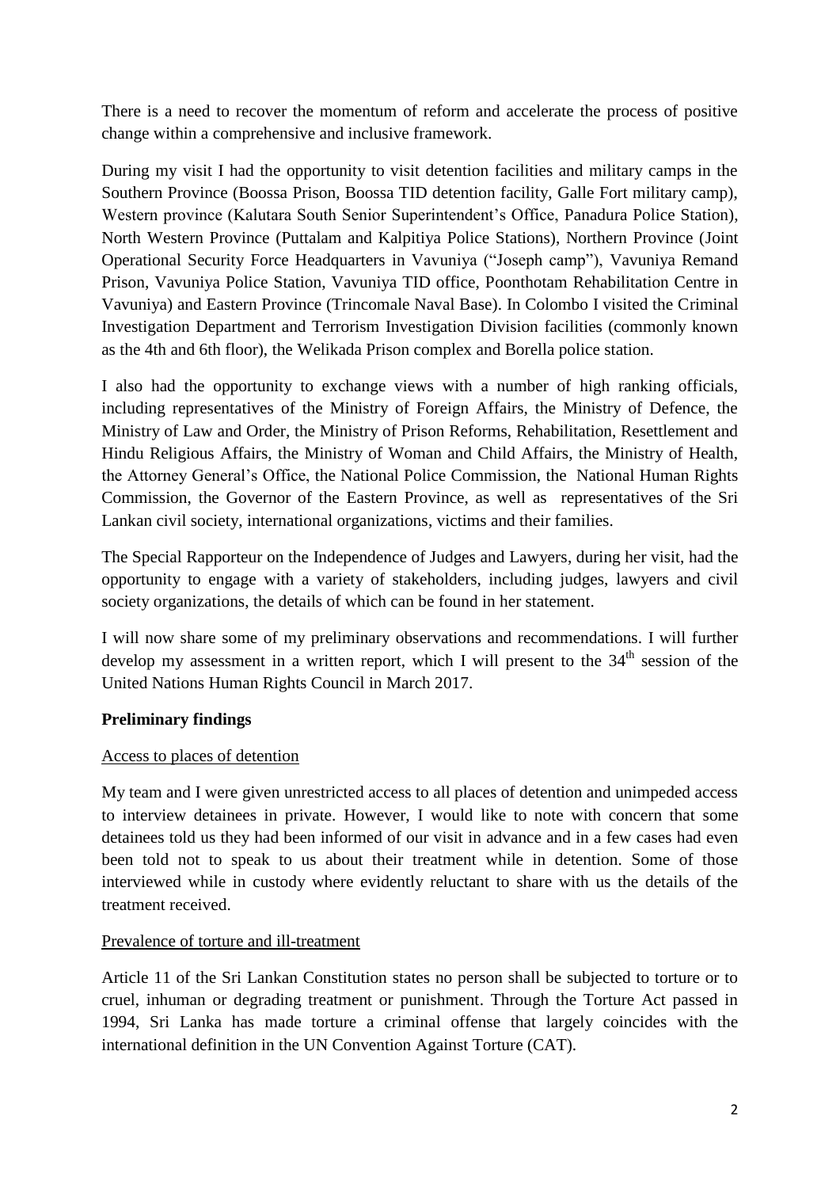There is a need to recover the momentum of reform and accelerate the process of positive change within a comprehensive and inclusive framework.

During my visit I had the opportunity to visit detention facilities and military camps in the Southern Province (Boossa Prison, Boossa TID detention facility, Galle Fort military camp), Western province (Kalutara South Senior Superintendent's Office, Panadura Police Station), North Western Province (Puttalam and Kalpitiya Police Stations), Northern Province (Joint Operational Security Force Headquarters in Vavuniya ("Joseph camp"), Vavuniya Remand Prison, Vavuniya Police Station, Vavuniya TID office, Poonthotam Rehabilitation Centre in Vavuniya) and Eastern Province (Trincomale Naval Base). In Colombo I visited the Criminal Investigation Department and Terrorism Investigation Division facilities (commonly known as the 4th and 6th floor), the Welikada Prison complex and Borella police station.

I also had the opportunity to exchange views with a number of high ranking officials, including representatives of the Ministry of Foreign Affairs, the Ministry of Defence, the Ministry of Law and Order, the Ministry of Prison Reforms, Rehabilitation, Resettlement and Hindu Religious Affairs, the Ministry of Woman and Child Affairs, the Ministry of Health, the Attorney General's Office, the National Police Commission, the National Human Rights Commission, the Governor of the Eastern Province, as well as representatives of the Sri Lankan civil society, international organizations, victims and their families.

The Special Rapporteur on the Independence of Judges and Lawyers, during her visit, had the opportunity to engage with a variety of stakeholders, including judges, lawyers and civil society organizations, the details of which can be found in her statement.

I will now share some of my preliminary observations and recommendations. I will further develop my assessment in a written report, which I will present to the 34th session of the United Nations Human Rights Council in March 2017.

## Preliminary findings

### Access to places of detention

My team and I were given unrestricted access to all places of detention and unimpeded access to interview detainees in private. However, I would like to note with concern that some detainees told us they had been informed of our visit in advance and in a few cases had even been told not to speak to us about their treatment while in detention. Some of those interviewed while in custody where evidently reluctant to share with us the details of the treatment received.

### Prevalence of torture and ill-treatment

Article 11 of the Sri Lankan Constitution states no person shall be subjected to torture or to cruel, inhuman or degrading treatment or punishment. Through the Torture Act passed in 1994, Sri Lanka has made torture a criminal offense that largely coincides with the international definition in the UN Convention Against Torture (CAT).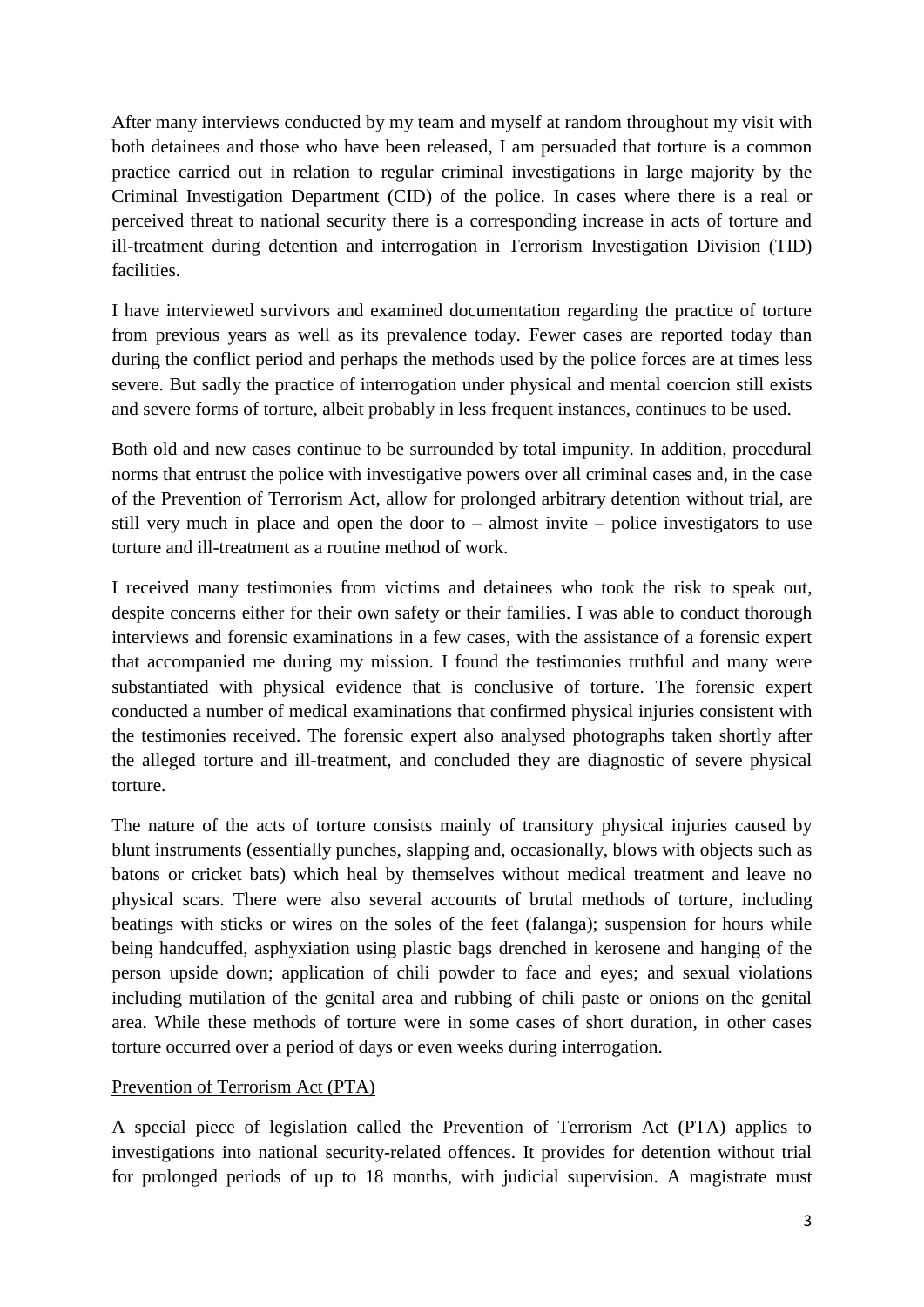After many interviews conducted by my team and myself at random throughout my visit with both detainees and those who have been released, I am persuaded that torture is a common practice carried out in relation to regular criminal investigations in large majority by the Criminal Investigation Department (CID) of the police. In cases where there is a real or perceived threat to national security there is a corresponding increase in acts of torture and ill-treatment during detention and interrogation in Terrorism Investigation Division (TID) facilities.

I have interviewed survivors and examined documentation regarding the practice of torture from previous years as well as its prevalence today. Fewer cases are reported today than during the conflict period and perhaps the methods used by the police forces are at times less severe. But sadly the practice of interrogation under physical and mental coercion still exists and severe forms of torture, albeit probably in less frequent instances, continues to be used.

Both old and new cases continue to be surrounded by total impunity. In addition, procedural norms that entrust the police with investigative powers over all criminal cases and, in the case of the Prevention of Terrorism Act, allow for prolonged arbitrary detention without trial, are still very much in place and open the door to – almost invite – police investigators to use torture and ill-treatment as a routine method of work.

I received many testimonies from victims and detainees who took the risk to speak out, despite concerns either for their own safety or their families. I was able to conduct thorough interviews and forensic examinations in a few cases, with the assistance of a forensic expert that accompanied me during my mission. I found the testimonies truthful and many were substantiated with physical evidence that is conclusive of torture. The forensic expert conducted a number of medical examinations that confirmed physical injuries consistent with the testimonies received. The forensic expert also analysed photographs taken shortly after the alleged torture and ill-treatment, and concluded they are diagnostic of severe physical torture.

The nature of the acts of torture consists mainly of transitory physical injuries caused by blunt instruments (essentially punches, slapping and, occasionally, blows with objects such as batons or cricket bats) which heal by themselves without medical treatment and leave no physical scars. There were also several accounts of brutal methods of torture, including beatings with sticks or wires on the soles of the feet (falanga); suspension for hours while being handcuffed, asphyxiation using plastic bags drenched in kerosene and hanging of the person upside down; application of chili powder to face and eyes; and sexual violations including mutilation of the genital area and rubbing of chili paste or onions on the genital area. While these methods of torture were in some cases of short duration, in other cases torture occurred over a period of days or even weeks during interrogation.

## Prevention of Terrorism Act (PTA)

A special piece of legislation called the Prevention of Terrorism Act (PTA) applies to investigations into national security-related offences. It provides for detention without trial for prolonged periods of up to 18 months, with judicial supervision. A magistrate must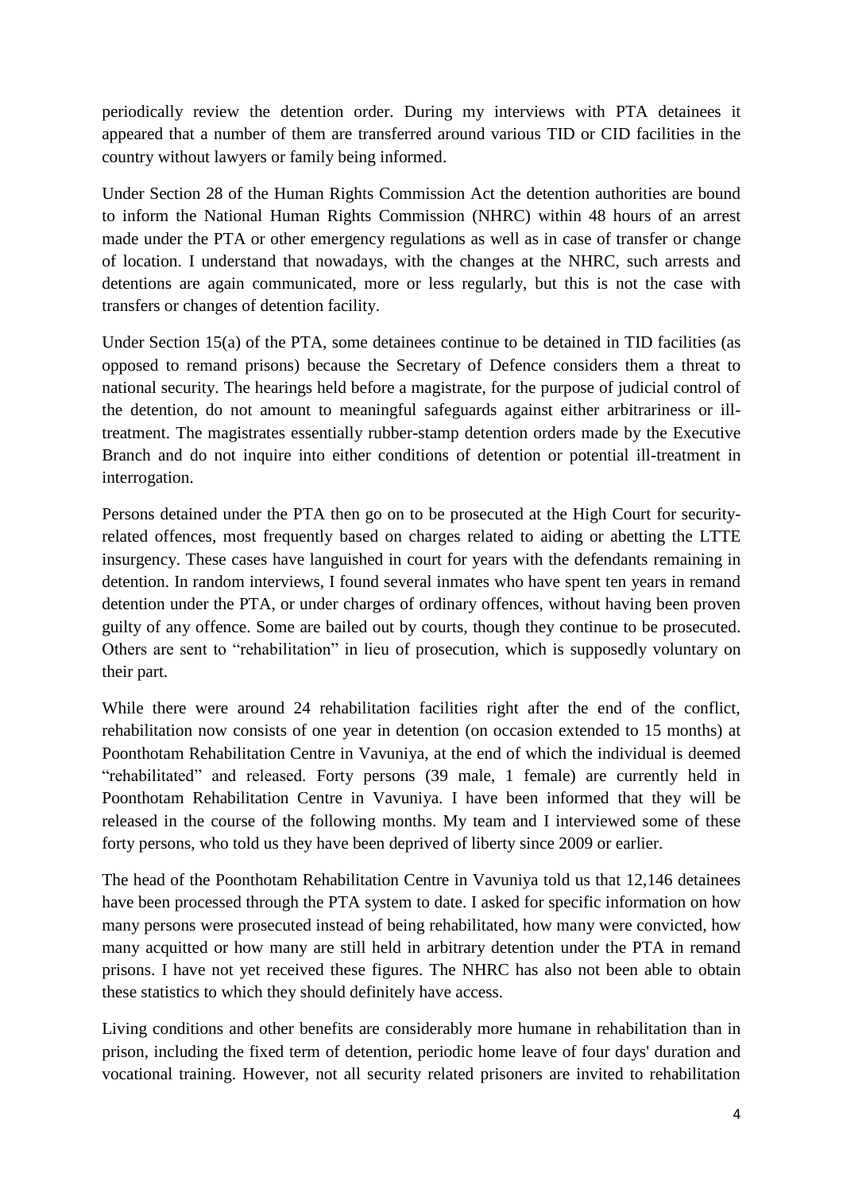periodically review the detention order. During my interviews with PTA detainees it appeared that a number of them are transferred around various TID or CID facilities in the country without lawyers or family being informed.

Under Section 28 of the Human Rights Commission Act the detention authorities are bound to inform the National Human Rights Commission (NHRC) within 48 hours of an arrest made under the PTA or other emergency regulations as well as in case of transfer or change of location. I understand that nowadays, with the changes at the NHRC, such arrests and detentions are again communicated, more or less regularly, but this is not the case with transfers or changes of detention facility.

Under Section 15(a) of the PTA, some detainees continue to be detained in TID facilities (as opposed to remand prisons) because the Secretary of Defence considers them a threat to national security. The hearings held before a magistrate, for the purpose of judicial control of the detention, do not amount to meaningful safeguards against either arbitrariness or ill-treatment. The magistrates essentially rubber-stamp detention orders made by the Executive Branch and do not inquire into either conditions of detention or potential ill-treatment in interrogation.

Persons detained under the PTA then go on to be prosecuted at the High Court for security-related offences, most frequently based on charges related to aiding or abetting the LTTE insurgency. These cases have languished in court for years with the defendants remaining in detention. In random interviews, I found several inmates who have spent ten years in remand detention under the PTA, or under charges of ordinary offences, without having been proven guilty of any offence. Some are bailed out by courts, though they continue to be prosecuted. Others are sent to "rehabilitation" in lieu of prosecution, which is supposedly voluntary on their part.

While there were around 24 rehabilitation facilities right after the end of the conflict, rehabilitation now consists of one year in detention (on occasion extended to 15 months) at Poonthotam Rehabilitation Centre in Vavuniya, at the end of which the individual is deemed "rehabilitated" and released. Forty persons (39 male, 1 female) are currently held in Poonthotam Rehabilitation Centre in Vavuniya. I have been informed that they will be released in the course of the following months. My team and I interviewed some of these forty persons, who told us they have been deprived of liberty since 2009 or earlier.

The head of the Poonthotam Rehabilitation Centre in Vavuniya told us that 12,146 detainees have been processed through the PTA system to date. I asked for specific information on how many persons were prosecuted instead of being rehabilitated, how many were convicted, how many acquitted or how many are still held in arbitrary detention under the PTA in remand prisons. I have not yet received these figures. The NHRC has also not been able to obtain these statistics to which they should definitely have access.

Living conditions and other benefits are considerably more humane in rehabilitation than in prison, including the fixed term of detention, periodic home leave of four days' duration and vocational training. However, not all security related prisoners are invited to rehabilitation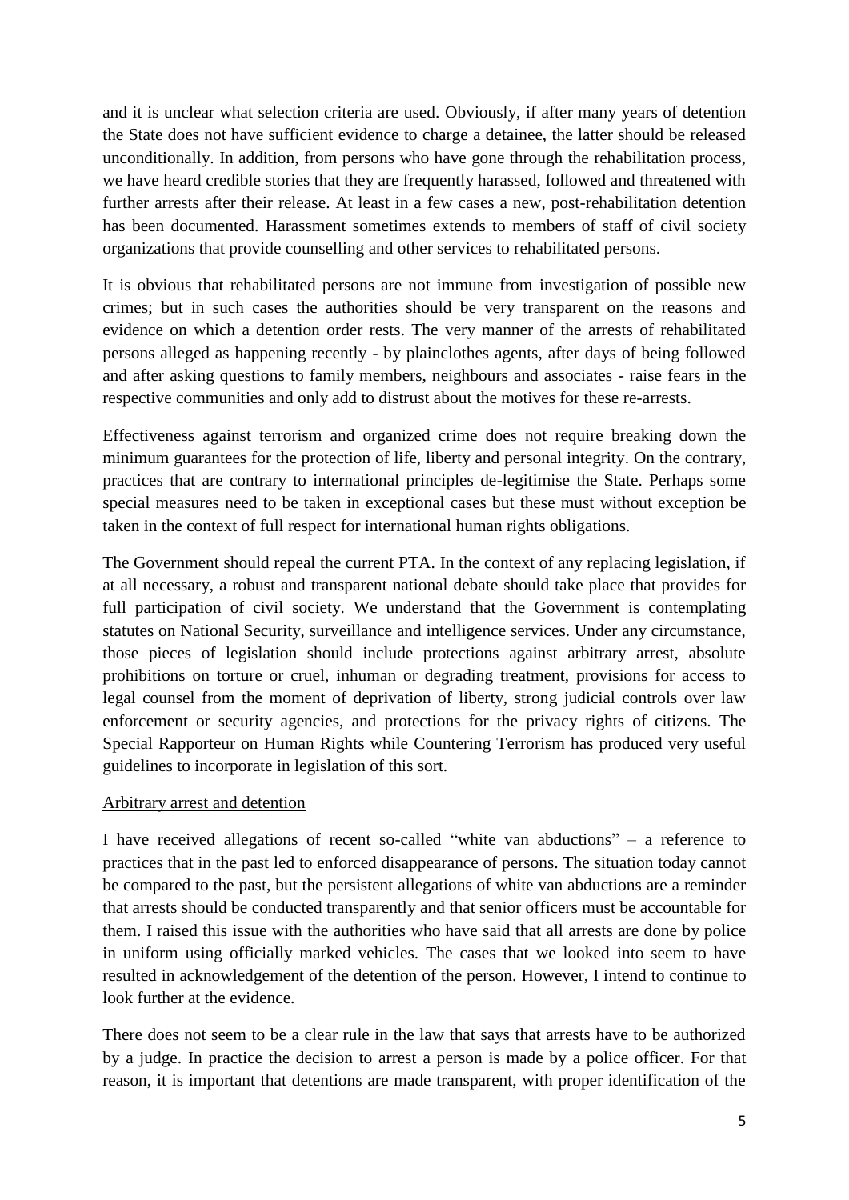and it is unclear what selection criteria are used. Obviously, if after many years of detention the State does not have sufficient evidence to charge a detainee, the latter should be released unconditionally. In addition, from persons who have gone through the rehabilitation process, we have heard credible stories that they are frequently harassed, followed and threatened with further arrests after their release. At least in a few cases a new, post-rehabilitation detention has been documented. Harassment sometimes extends to members of staff of civil society organizations that provide counselling and other services to rehabilitated persons.

It is obvious that rehabilitated persons are not immune from investigation of possible new crimes; but in such cases the authorities should be very transparent on the reasons and evidence on which a detention order rests. The very manner of the arrests of rehabilitated persons alleged as happening recently - by plainclothes agents, after days of being followed and after asking questions to family members, neighbours and associates - raise fears in the respective communities and only add to distrust about the motives for these re-arrests.

Effectiveness against terrorism and organized crime does not require breaking down the minimum guarantees for the protection of life, liberty and personal integrity. On the contrary, practices that are contrary to international principles de-legitimise the State. Perhaps some special measures need to be taken in exceptional cases but these must without exception be taken in the context of full respect for international human rights obligations.

The Government should repeal the current PTA. In the context of any replacing legislation, if at all necessary, a robust and transparent national debate should take place that provides for full participation of civil society. We understand that the Government is contemplating statutes on National Security, surveillance and intelligence services. Under any circumstance, those pieces of legislation should include protections against arbitrary arrest, absolute prohibitions on torture or cruel, inhuman or degrading treatment, provisions for access to legal counsel from the moment of deprivation of liberty, strong judicial controls over law enforcement or security agencies, and protections for the privacy rights of citizens. The Special Rapporteur on Human Rights while Countering Terrorism has produced very useful guidelines to incorporate in legislation of this sort.

## Arbitrary arrest and detention

I have received allegations of recent so-called "white van abductions" – a reference to practices that in the past led to enforced disappearance of persons. The situation today cannot be compared to the past, but the persistent allegations of white van abductions are a reminder that arrests should be conducted transparently and that senior officers must be accountable for them. I raised this issue with the authorities who have said that all arrests are done by police in uniform using officially marked vehicles. The cases that we looked into seem to have resulted in acknowledgement of the detention of the person. However, I intend to continue to look further at the evidence.

There does not seem to be a clear rule in the law that says that arrests have to be authorized by a judge. In practice the decision to arrest a person is made by a police officer. For that reason, it is important that detentions are made transparent, with proper identification of the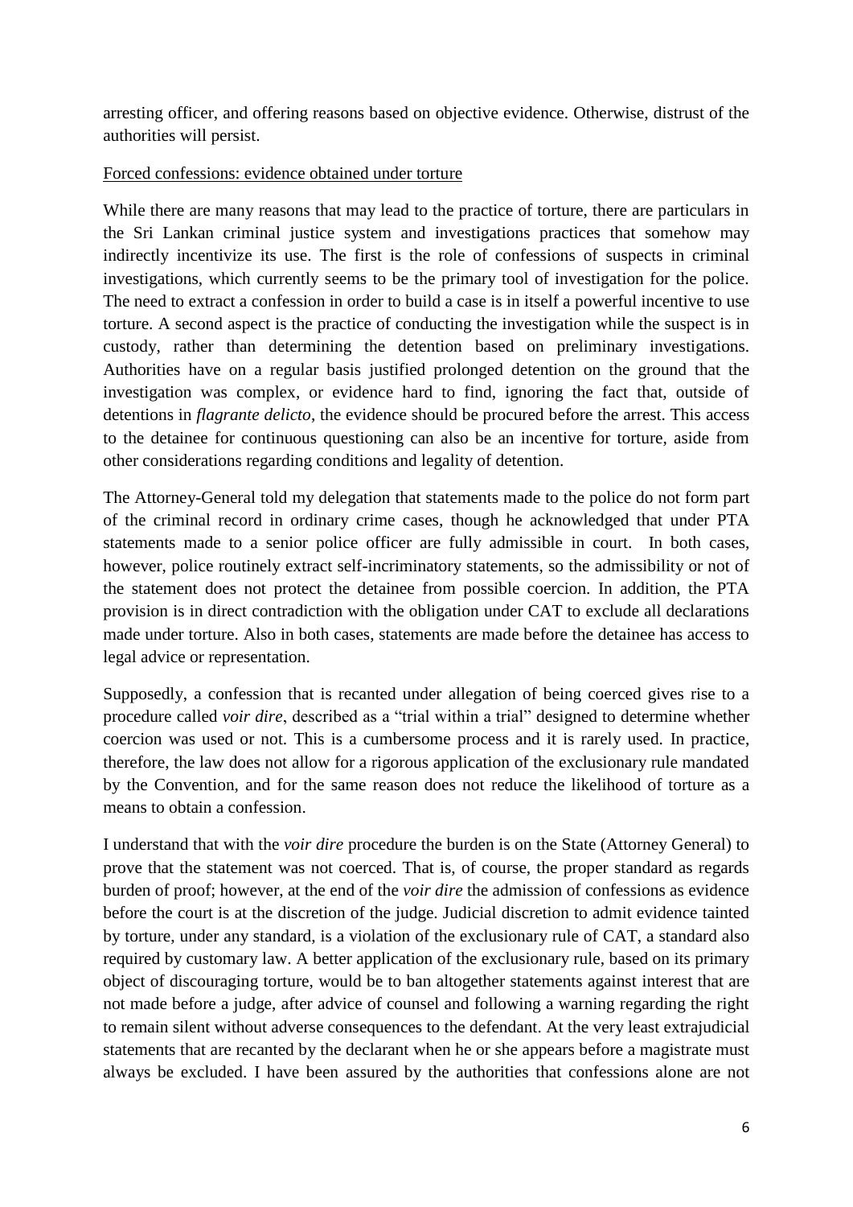arresting officer, and offering reasons based on objective evidence. Otherwise, distrust of the authorities will persist.

Forced confessions: evidence obtained under torture

While there are many reasons that may lead to the practice of torture, there are particulars in the Sri Lankan criminal justice system and investigations practices that somehow may indirectly incentivize its use. The first is the role of confessions of suspects in criminal investigations, which currently seems to be the primary tool of investigation for the police. The need to extract a confession in order to build a case is in itself a powerful incentive to use torture. A second aspect is the practice of conducting the investigation while the suspect is in custody, rather than determining the detention based on preliminary investigations. Authorities have on a regular basis justified prolonged detention on the ground that the investigation was complex, or evidence hard to find, ignoring the fact that, outside of detentions in *flagrante delicto*, the evidence should be procured before the arrest. This access to the detainee for continuous questioning can also be an incentive for torture, aside from other considerations regarding conditions and legality of detention.

The Attorney-General told my delegation that statements made to the police do not form part of the criminal record in ordinary crime cases, though he acknowledged that under PTA statements made to a senior police officer are fully admissible in court. In both cases, however, police routinely extract self-incriminatory statements, so the admissibility or not of the statement does not protect the detainee from possible coercion. In addition, the PTA provision is in direct contradiction with the obligation under CAT to exclude all declarations made under torture. Also in both cases, statements are made before the detainee has access to legal advice or representation.

Supposedly, a confession that is recanted under allegation of being coerced gives rise to a procedure called *voir dire*, described as a "trial within a trial" designed to determine whether coercion was used or not. This is a cumbersome process and it is rarely used. In practice, therefore, the law does not allow for a rigorous application of the exclusionary rule mandated by the Convention, and for the same reason does not reduce the likelihood of torture as a means to obtain a confession.

I understand that with the *voir dire* procedure the burden is on the State (Attorney General) to prove that the statement was not coerced. That is, of course, the proper standard as regards burden of proof; however, at the end of the *voir dire* the admission of confessions as evidence before the court is at the discretion of the judge. Judicial discretion to admit evidence tainted by torture, under any standard, is a violation of the exclusionary rule of CAT, a standard also required by customary law. A better application of the exclusionary rule, based on its primary object of discouraging torture, would be to ban altogether statements against interest that are not made before a judge, after advice of counsel and following a warning regarding the right to remain silent without adverse consequences to the defendant. At the very least extrajudicial statements that are recanted by the declarant when he or she appears before a magistrate must always be excluded. I have been assured by the authorities that confessions alone are not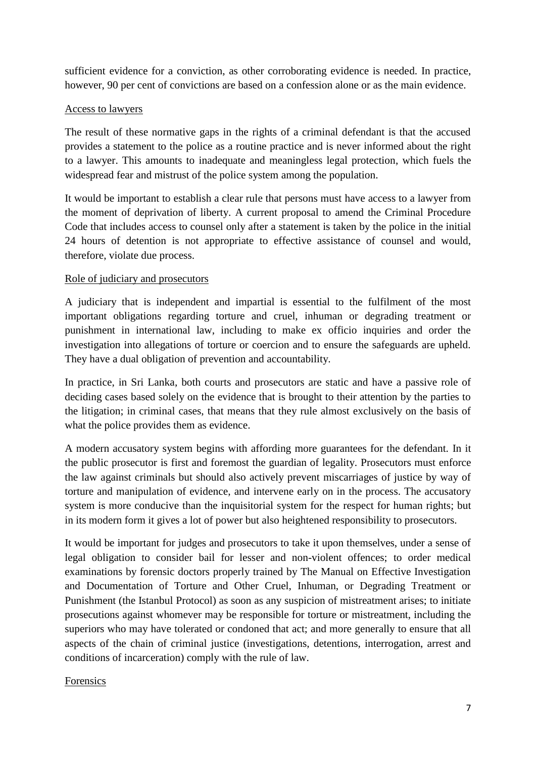sufficient evidence for a conviction, as other corroborating evidence is needed. In practice, however, 90 per cent of convictions are based on a confession alone or as the main evidence.

## Access to lawyers

The result of these normative gaps in the rights of a criminal defendant is that the accused provides a statement to the police as a routine practice and is never informed about the right to a lawyer. This amounts to inadequate and meaningless legal protection, which fuels the widespread fear and mistrust of the police system among the population.

It would be important to establish a clear rule that persons must have access to a lawyer from the moment of deprivation of liberty. A current proposal to amend the Criminal Procedure Code that includes access to counsel only after a statement is taken by the police in the initial 24 hours of detention is not appropriate to effective assistance of counsel and would, therefore, violate due process.

## Role of judiciary and prosecutors

A judiciary that is independent and impartial is essential to the fulfilment of the most important obligations regarding torture and cruel, inhuman or degrading treatment or punishment in international law, including to make ex officio inquiries and order the investigation into allegations of torture or coercion and to ensure the safeguards are upheld. They have a dual obligation of prevention and accountability.

In practice, in Sri Lanka, both courts and prosecutors are static and have a passive role of deciding cases based solely on the evidence that is brought to their attention by the parties to the litigation; in criminal cases, that means that they rule almost exclusively on the basis of what the police provides them as evidence.

A modern accusatory system begins with affording more guarantees for the defendant. In it the public prosecutor is first and foremost the guardian of legality. Prosecutors must enforce the law against criminals but should also actively prevent miscarriages of justice by way of torture and manipulation of evidence, and intervene early on in the process. The accusatory system is more conducive than the inquisitorial system for the respect for human rights; but in its modern form it gives a lot of power but also heightened responsibility to prosecutors.

It would be important for judges and prosecutors to take it upon themselves, under a sense of legal obligation to consider bail for lesser and non-violent offences; to order medical examinations by forensic doctors properly trained by The Manual on Effective Investigation and Documentation of Torture and Other Cruel, Inhuman, or Degrading Treatment or Punishment (the Istanbul Protocol) as soon as any suspicion of mistreatment arises; to initiate prosecutions against whomever may be responsible for torture or mistreatment, including the superiors who may have tolerated or condoned that act; and more generally to ensure that all aspects of the chain of criminal justice (investigations, detentions, interrogation, arrest and conditions of incarceration) comply with the rule of law.

## Forensics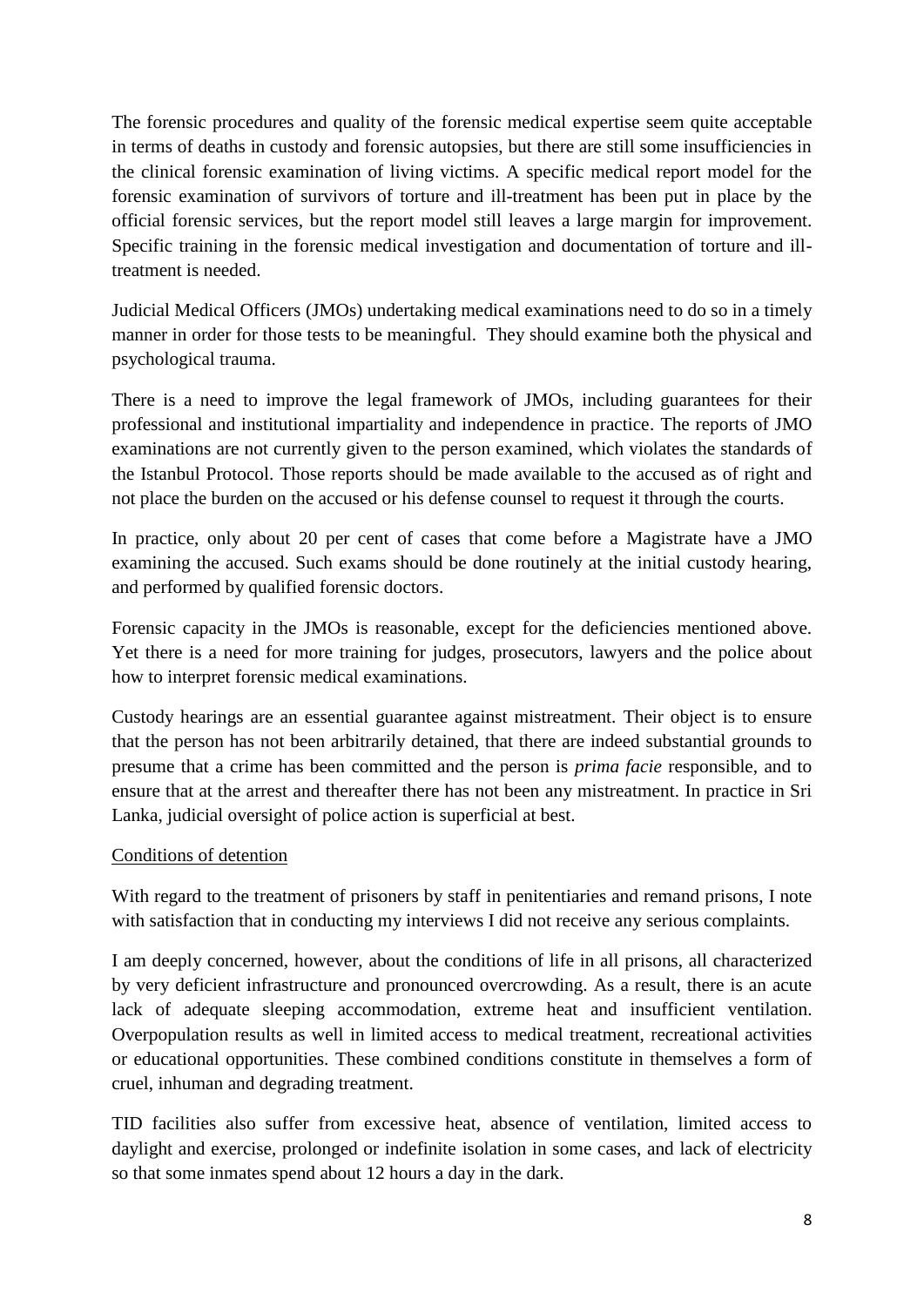The forensic procedures and quality of the forensic medical expertise seem quite acceptable in terms of deaths in custody and forensic autopsies, but there are still some insufficiencies in the clinical forensic examination of living victims. A specific medical report model for the forensic examination of survivors of torture and ill-treatment has been put in place by the official forensic services, but the report model still leaves a large margin for improvement. Specific training in the forensic medical investigation and documentation of torture and ill-treatment is needed.

Judicial Medical Officers (JMOs) undertaking medical examinations need to do so in a timely manner in order for those tests to be meaningful. They should examine both the physical and psychological trauma.

There is a need to improve the legal framework of JMOs, including guarantees for their professional and institutional impartiality and independence in practice. The reports of JMO examinations are not currently given to the person examined, which violates the standards of the Istanbul Protocol. Those reports should be made available to the accused as of right and not place the burden on the accused or his defense counsel to request it through the courts.

In practice, only about 20 per cent of cases that come before a Magistrate have a JMO examining the accused. Such exams should be done routinely at the initial custody hearing, and performed by qualified forensic doctors.

Forensic capacity in the JMOs is reasonable, except for the deficiencies mentioned above. Yet there is a need for more training for judges, prosecutors, lawyers and the police about how to interpret forensic medical examinations.

Custody hearings are an essential guarantee against mistreatment. Their object is to ensure that the person has not been arbitrarily detained, that there are indeed substantial grounds to presume that a crime has been committed and the person is *prima facie* responsible, and to ensure that at the arrest and thereafter there has not been any mistreatment. In practice in Sri Lanka, judicial oversight of police action is superficial at best.

## Conditions of detention

With regard to the treatment of prisoners by staff in penitentiaries and remand prisons, I note with satisfaction that in conducting my interviews I did not receive any serious complaints.

I am deeply concerned, however, about the conditions of life in all prisons, all characterized by very deficient infrastructure and pronounced overcrowding. As a result, there is an acute lack of adequate sleeping accommodation, extreme heat and insufficient ventilation. Overpopulation results as well in limited access to medical treatment, recreational activities or educational opportunities. These combined conditions constitute in themselves a form of cruel, inhuman and degrading treatment.

TID facilities also suffer from excessive heat, absence of ventilation, limited access to daylight and exercise, prolonged or indefinite isolation in some cases, and lack of electricity so that some inmates spend about 12 hours a day in the dark.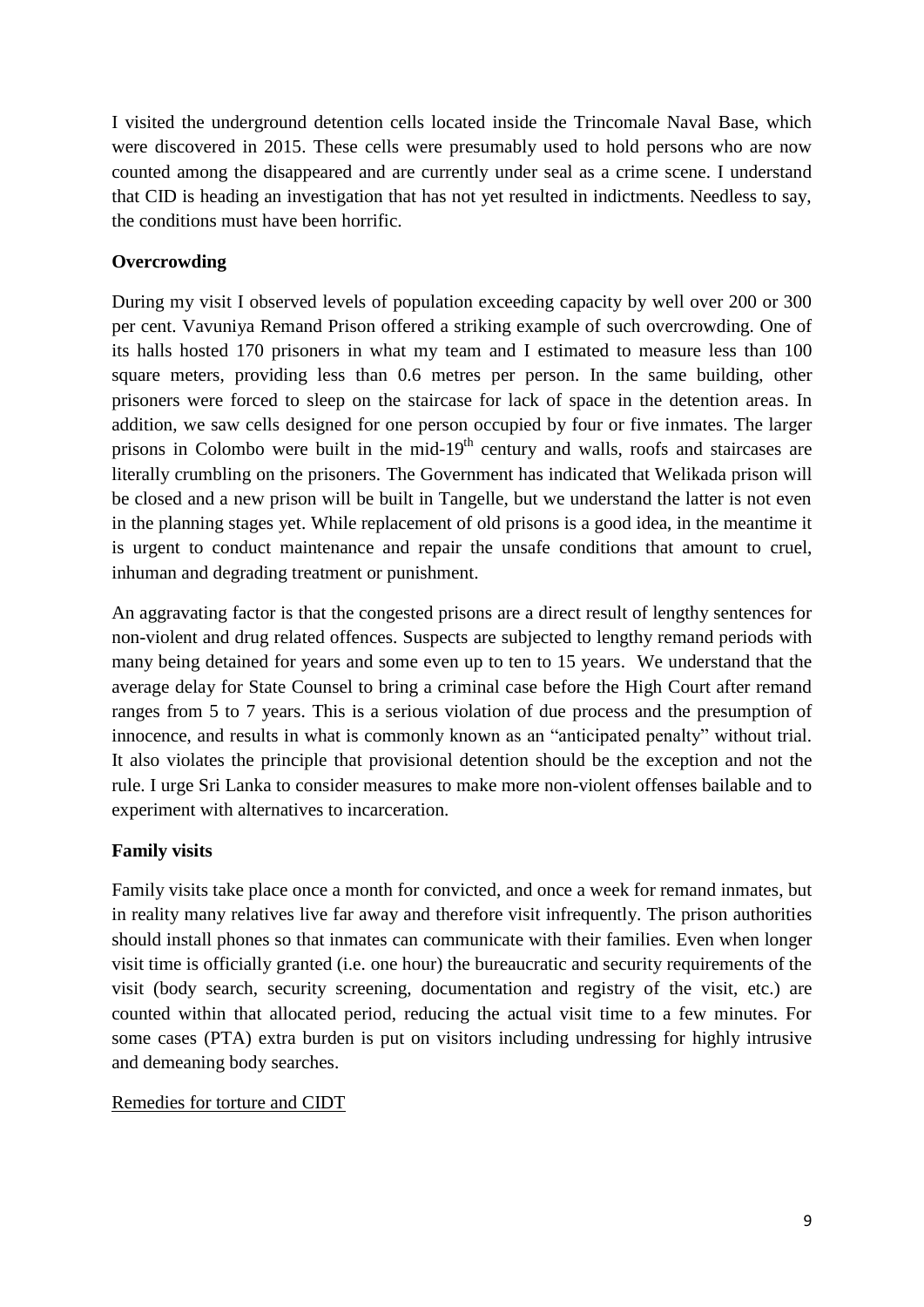I visited the underground detention cells located inside the Trincomale Naval Base, which were discovered in 2015. These cells were presumably used to hold persons who are now counted among the disappeared and are currently under seal as a crime scene. I understand that CID is heading an investigation that has not yet resulted in indictments. Needless to say, the conditions must have been horrific.

**Overcrowding**

During my visit I observed levels of population exceeding capacity by well over 200 or 300 per cent. Vavuniya Remand Prison offered a striking example of such overcrowding. One of its halls hosted 170 prisoners in what my team and I estimated to measure less than 100 square meters, providing less than 0.6 metres per person. In the same building, other prisoners were forced to sleep on the staircase for lack of space in the detention areas. In addition, we saw cells designed for one person occupied by four or five inmates. The larger prisons in Colombo were built in the mid-19th century and walls, roofs and staircases are literally crumbling on the prisoners. The Government has indicated that Welikada prison will be closed and a new prison will be built in Tangelle, but we understand the latter is not even in the planning stages yet. While replacement of old prisons is a good idea, in the meantime it is urgent to conduct maintenance and repair the unsafe conditions that amount to cruel, inhuman and degrading treatment or punishment.

An aggravating factor is that the congested prisons are a direct result of lengthy sentences for non-violent and drug related offences. Suspects are subjected to lengthy remand periods with many being detained for years and some even up to ten to 15 years. We understand that the average delay for State Counsel to bring a criminal case before the High Court after remand ranges from 5 to 7 years. This is a serious violation of due process and the presumption of innocence, and results in what is commonly known as an "anticipated penalty" without trial. It also violates the principle that provisional detention should be the exception and not the rule. I urge Sri Lanka to consider measures to make more non-violent offenses bailable and to experiment with alternatives to incarceration.

**Family visits**

Family visits take place once a month for convicted, and once a week for remand inmates, but in reality many relatives live far away and therefore visit infrequently. The prison authorities should install phones so that inmates can communicate with their families. Even when longer visit time is officially granted (i.e. one hour) the bureaucratic and security requirements of the visit (body search, security screening, documentation and registry of the visit, etc.) are counted within that allocated period, reducing the actual visit time to a few minutes. For some cases (PTA) extra burden is put on visitors including undressing for highly intrusive and demeaning body searches.

<u>Remedies for torture and CIDT</u>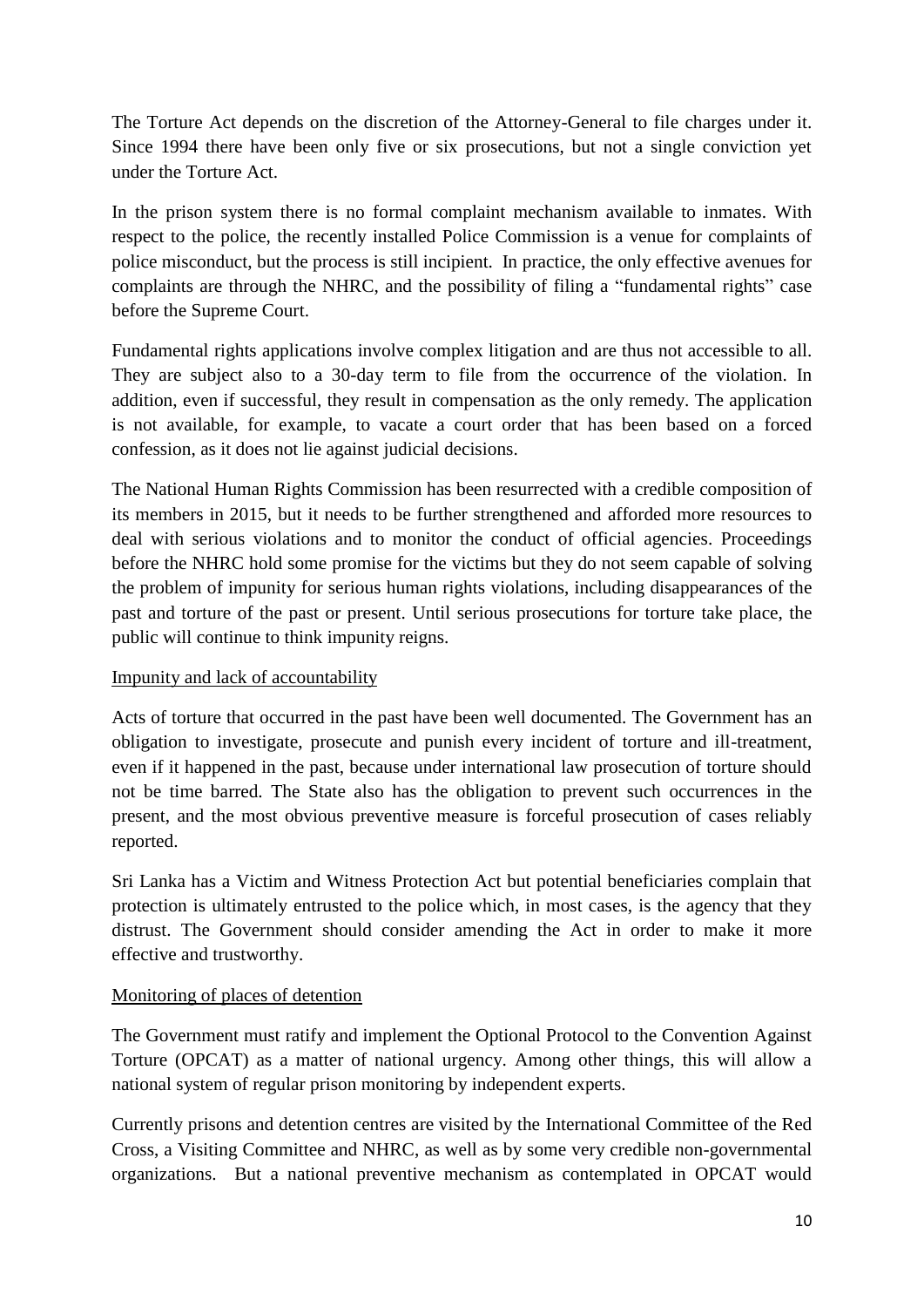The Torture Act depends on the discretion of the Attorney-General to file charges under it. Since 1994 there have been only five or six prosecutions, but not a single conviction yet under the Torture Act.

In the prison system there is no formal complaint mechanism available to inmates. With respect to the police, the recently installed Police Commission is a venue for complaints of police misconduct, but the process is still incipient. In practice, the only effective avenues for complaints are through the NHRC, and the possibility of filing a "fundamental rights" case before the Supreme Court.

Fundamental rights applications involve complex litigation and are thus not accessible to all. They are subject also to a 30-day term to file from the occurrence of the violation. In addition, even if successful, they result in compensation as the only remedy. The application is not available, for example, to vacate a court order that has been based on a forced confession, as it does not lie against judicial decisions.

The National Human Rights Commission has been resurrected with a credible composition of its members in 2015, but it needs to be further strengthened and afforded more resources to deal with serious violations and to monitor the conduct of official agencies. Proceedings before the NHRC hold some promise for the victims but they do not seem capable of solving the problem of impunity for serious human rights violations, including disappearances of the past and torture of the past or present. Until serious prosecutions for torture take place, the public will continue to think impunity reigns.

<u>Impunity and lack of accountability</u>

Acts of torture that occurred in the past have been well documented. The Government has an obligation to investigate, prosecute and punish every incident of torture and ill-treatment, even if it happened in the past, because under international law prosecution of torture should not be time barred. The State also has the obligation to prevent such occurrences in the present, and the most obvious preventive measure is forceful prosecution of cases reliably reported.

Sri Lanka has a Victim and Witness Protection Act but potential beneficiaries complain that protection is ultimately entrusted to the police which, in most cases, is the agency that they distrust. The Government should consider amending the Act in order to make it more effective and trustworthy.

<u>Monitoring of places of detention</u>

The Government must ratify and implement the Optional Protocol to the Convention Against Torture (OPCAT) as a matter of national urgency. Among other things, this will allow a national system of regular prison monitoring by independent experts.

Currently prisons and detention centres are visited by the International Committee of the Red Cross, a Visiting Committee and NHRC, as well as by some very credible non-governmental organizations. But a national preventive mechanism as contemplated in OPCAT would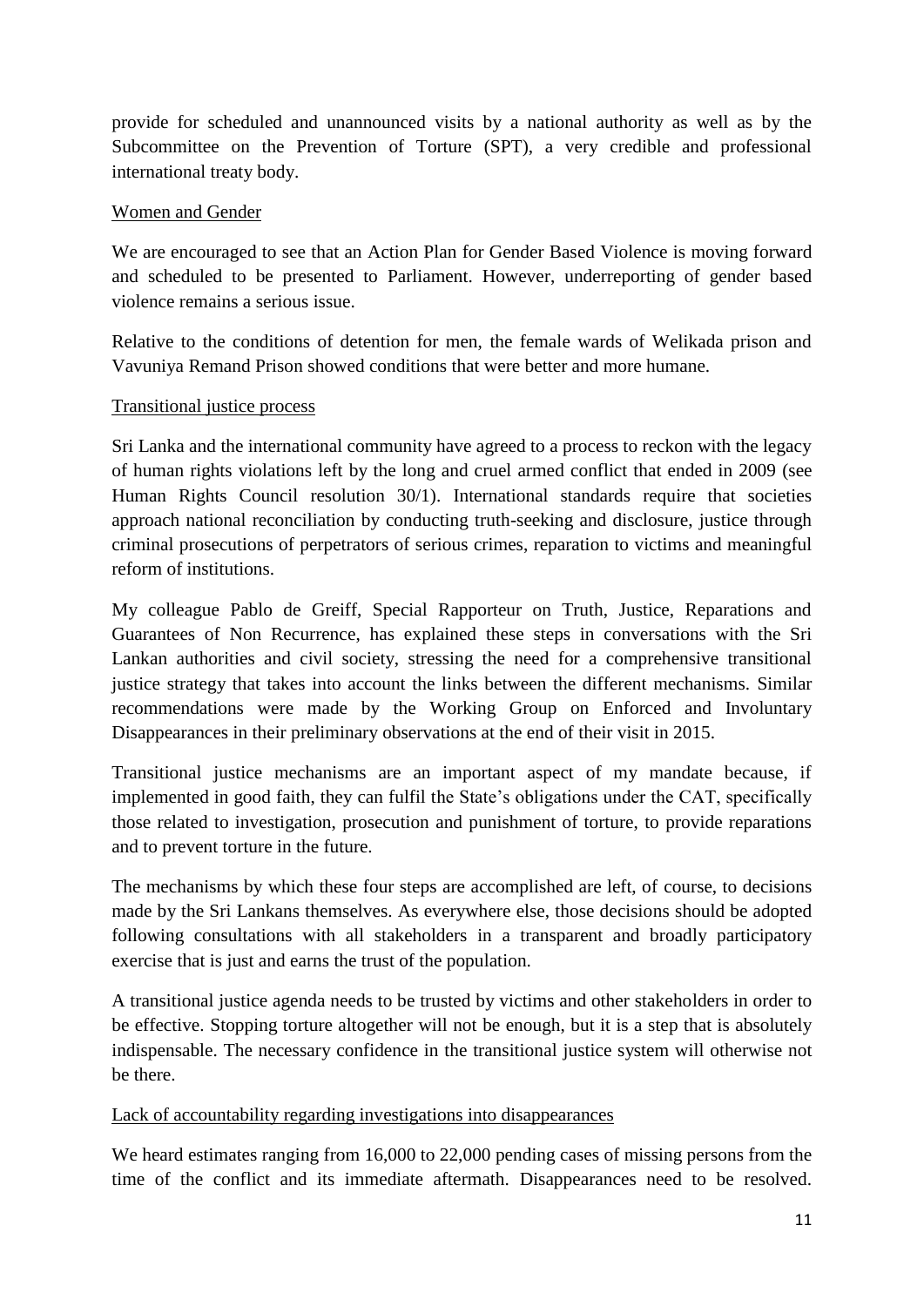provide for scheduled and unannounced visits by a national authority as well as by the Subcommittee on the Prevention of Torture (SPT), a very credible and professional international treaty body.

## Women and Gender

We are encouraged to see that an Action Plan for Gender Based Violence is moving forward and scheduled to be presented to Parliament. However, underreporting of gender based violence remains a serious issue.

Relative to the conditions of detention for men, the female wards of Welikada prison and Vavuniya Remand Prison showed conditions that were better and more humane.

## Transitional justice process

Sri Lanka and the international community have agreed to a process to reckon with the legacy of human rights violations left by the long and cruel armed conflict that ended in 2009 (see Human Rights Council resolution 30/1). International standards require that societies approach national reconciliation by conducting truth-seeking and disclosure, justice through criminal prosecutions of perpetrators of serious crimes, reparation to victims and meaningful reform of institutions.

My colleague Pablo de Greiff, Special Rapporteur on Truth, Justice, Reparations and Guarantees of Non Recurrence, has explained these steps in conversations with the Sri Lankan authorities and civil society, stressing the need for a comprehensive transitional justice strategy that takes into account the links between the different mechanisms. Similar recommendations were made by the Working Group on Enforced and Involuntary Disappearances in their preliminary observations at the end of their visit in 2015.

Transitional justice mechanisms are an important aspect of my mandate because, if implemented in good faith, they can fulfil the State's obligations under the CAT, specifically those related to investigation, prosecution and punishment of torture, to provide reparations and to prevent torture in the future.

The mechanisms by which these four steps are accomplished are left, of course, to decisions made by the Sri Lankans themselves. As everywhere else, those decisions should be adopted following consultations with all stakeholders in a transparent and broadly participatory exercise that is just and earns the trust of the population.

A transitional justice agenda needs to be trusted by victims and other stakeholders in order to be effective. Stopping torture altogether will not be enough, but it is a step that is absolutely indispensable. The necessary confidence in the transitional justice system will otherwise not be there.

## Lack of accountability regarding investigations into disappearances

We heard estimates ranging from 16,000 to 22,000 pending cases of missing persons from the time of the conflict and its immediate aftermath. Disappearances need to be resolved.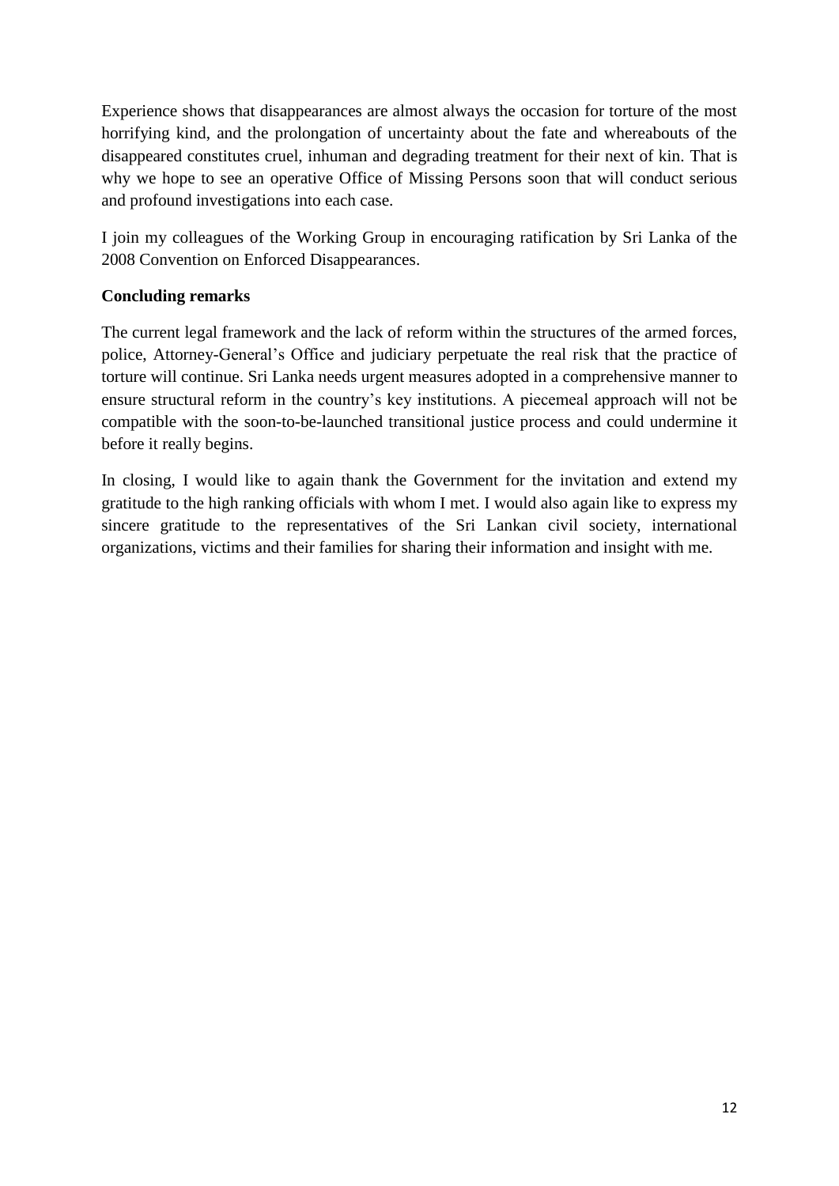Experience shows that disappearances are almost always the occasion for torture of the most horrifying kind, and the prolongation of uncertainty about the fate and whereabouts of the disappeared constitutes cruel, inhuman and degrading treatment for their next of kin. That is why we hope to see an operative Office of Missing Persons soon that will conduct serious and profound investigations into each case.

I join my colleagues of the Working Group in encouraging ratification by Sri Lanka of the 2008 Convention on Enforced Disappearances.

**Concluding remarks**

The current legal framework and the lack of reform within the structures of the armed forces, police, Attorney-General's Office and judiciary perpetuate the real risk that the practice of torture will continue. Sri Lanka needs urgent measures adopted in a comprehensive manner to ensure structural reform in the country's key institutions. A piecemeal approach will not be compatible with the soon-to-be-launched transitional justice process and could undermine it before it really begins.

In closing, I would like to again thank the Government for the invitation and extend my gratitude to the high ranking officials with whom I met. I would also again like to express my sincere gratitude to the representatives of the Sri Lankan civil society, international organizations, victims and their families for sharing their information and insight with me.